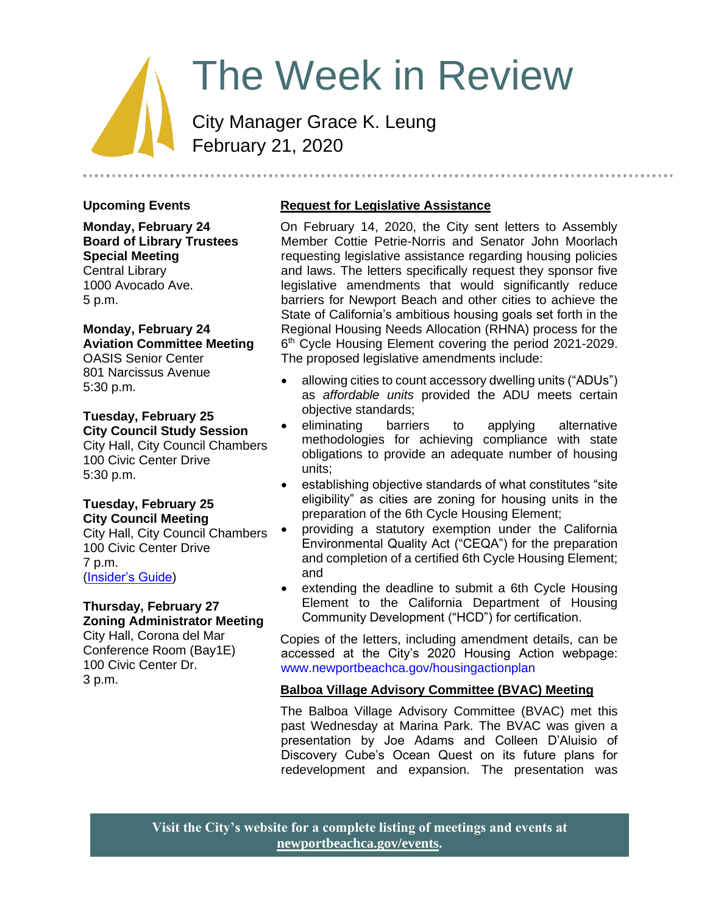# The Week in Review

City Manager Grace K. Leung
February 21, 2020

## Upcoming Events

**Monday, February 24**
**Board of Library Trustees Special Meeting**
Central Library
1000 Avocado Ave.
5 p.m.

**Monday, February 24**
**Aviation Committee Meeting**
OASIS Senior Center
801 Narcissus Avenue
5:30 p.m.

**Tuesday, February 25**
**City Council Study Session**
City Hall, City Council Chambers
100 Civic Center Drive
5:30 p.m.

**Tuesday, February 25**
**City Council Meeting**
City Hall, City Council Chambers
100 Civic Center Drive
7 p.m.
(Insider's Guide)

**Thursday, February 27**
**Zoning Administrator Meeting**
City Hall, Corona del Mar Conference Room (Bay1E)
100 Civic Center Dr.
3 p.m.

## Request for Legislative Assistance

On February 14, 2020, the City sent letters to Assembly Member Cottie Petrie-Norris and Senator John Moorlach requesting legislative assistance regarding housing policies and laws. The letters specifically request they sponsor five legislative amendments that would significantly reduce barriers for Newport Beach and other cities to achieve the State of California's ambitious housing goals set forth in the Regional Housing Needs Allocation (RHNA) process for the 6th Cycle Housing Element covering the period 2021-2029. The proposed legislative amendments include:

- allowing cities to count accessory dwelling units ("ADUs") as *affordable units* provided the ADU meets certain objective standards;
- eliminating barriers to applying alternative methodologies for achieving compliance with state obligations to provide an adequate number of housing units;
- establishing objective standards of what constitutes "site eligibility" as cities are zoning for housing units in the preparation of the 6th Cycle Housing Element;
- providing a statutory exemption under the California Environmental Quality Act ("CEQA") for the preparation and completion of a certified 6th Cycle Housing Element; and
- extending the deadline to submit a 6th Cycle Housing Element to the California Department of Housing Community Development ("HCD") for certification.

Copies of the letters, including amendment details, can be accessed at the City's 2020 Housing Action webpage: www.newportbeachca.gov/housingactionplan

## Balboa Village Advisory Committee (BVAC) Meeting

The Balboa Village Advisory Committee (BVAC) met this past Wednesday at Marina Park. The BVAC was given a presentation by Joe Adams and Colleen D'Aluisio of Discovery Cube's Ocean Quest on its future plans for redevelopment and expansion. The presentation was

**Visit the City's website for a complete listing of meetings and events at newportbeachca.gov/events.**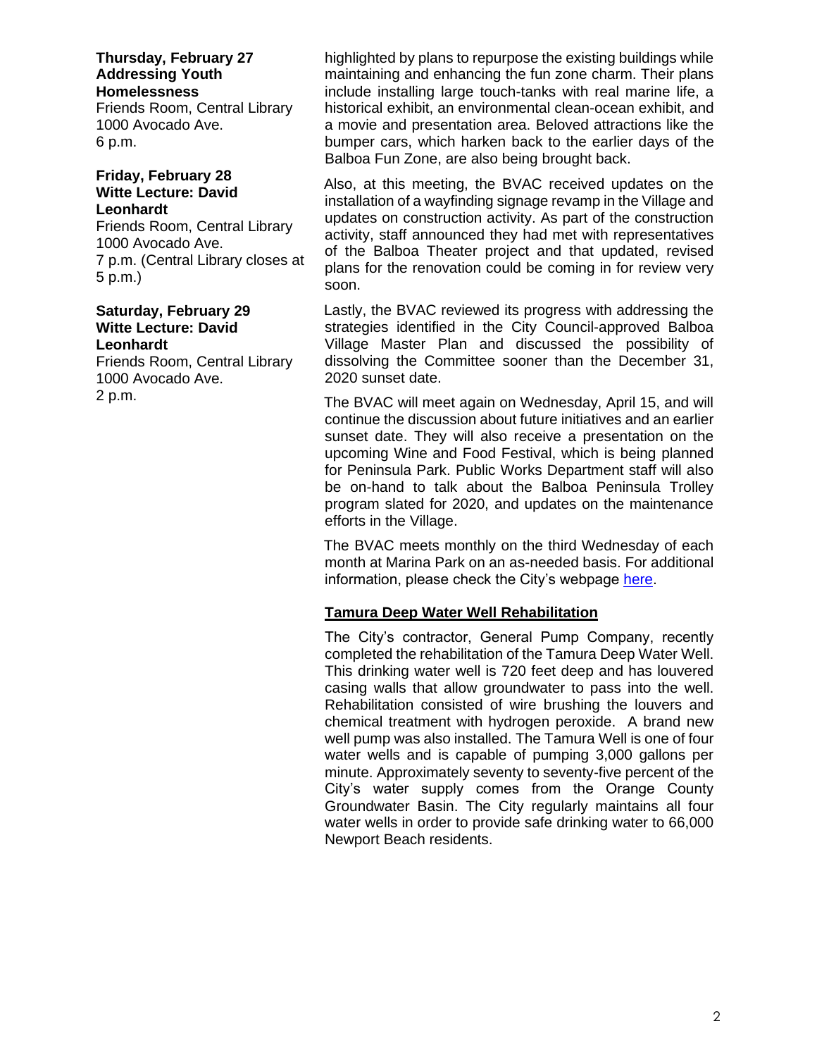**Thursday, February 27**
**Addressing Youth Homelessness**
Friends Room, Central Library
1000 Avocado Ave.
6 p.m.

**Friday, February 28**
**Witte Lecture: David Leonhardt**
Friends Room, Central Library
1000 Avocado Ave.
7 p.m. (Central Library closes at 5 p.m.)

**Saturday, February 29**
**Witte Lecture: David Leonhardt**
Friends Room, Central Library
1000 Avocado Ave.
2 p.m.

highlighted by plans to repurpose the existing buildings while maintaining and enhancing the fun zone charm. Their plans include installing large touch-tanks with real marine life, a historical exhibit, an environmental clean-ocean exhibit, and a movie and presentation area. Beloved attractions like the bumper cars, which harken back to the earlier days of the Balboa Fun Zone, are also being brought back.

Also, at this meeting, the BVAC received updates on the installation of a wayfinding signage revamp in the Village and updates on construction activity. As part of the construction activity, staff announced they had met with representatives of the Balboa Theater project and that updated, revised plans for the renovation could be coming in for review very soon.

Lastly, the BVAC reviewed its progress with addressing the strategies identified in the City Council-approved Balboa Village Master Plan and discussed the possibility of dissolving the Committee sooner than the December 31, 2020 sunset date.

The BVAC will meet again on Wednesday, April 15, and will continue the discussion about future initiatives and an earlier sunset date. They will also receive a presentation on the upcoming Wine and Food Festival, which is being planned for Peninsula Park. Public Works Department staff will also be on-hand to talk about the Balboa Peninsula Trolley program slated for 2020, and updates on the maintenance efforts in the Village.

The BVAC meets monthly on the third Wednesday of each month at Marina Park on an as-needed basis. For additional information, please check the City's webpage here.

## Tamura Deep Water Well Rehabilitation

The City's contractor, General Pump Company, recently completed the rehabilitation of the Tamura Deep Water Well. This drinking water well is 720 feet deep and has louvered casing walls that allow groundwater to pass into the well. Rehabilitation consisted of wire brushing the louvers and chemical treatment with hydrogen peroxide. A brand new well pump was also installed. The Tamura Well is one of four water wells and is capable of pumping 3,000 gallons per minute. Approximately seventy to seventy-five percent of the City's water supply comes from the Orange County Groundwater Basin. The City regularly maintains all four water wells in order to provide safe drinking water to 66,000 Newport Beach residents.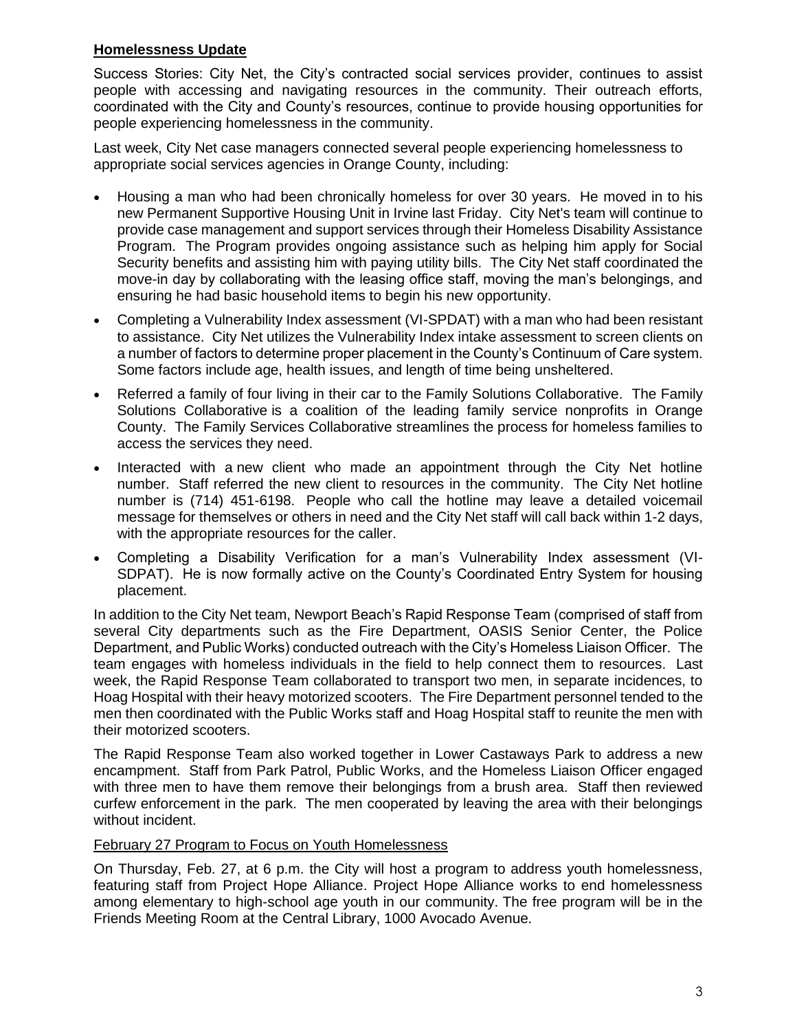## Homelessness Update

Success Stories: City Net, the City's contracted social services provider, continues to assist people with accessing and navigating resources in the community. Their outreach efforts, coordinated with the City and County's resources, continue to provide housing opportunities for people experiencing homelessness in the community.

Last week, City Net case managers connected several people experiencing homelessness to appropriate social services agencies in Orange County, including:

- Housing a man who had been chronically homeless for over 30 years. He moved in to his new Permanent Supportive Housing Unit in Irvine last Friday. City Net's team will continue to provide case management and support services through their Homeless Disability Assistance Program. The Program provides ongoing assistance such as helping him apply for Social Security benefits and assisting him with paying utility bills. The City Net staff coordinated the move-in day by collaborating with the leasing office staff, moving the man's belongings, and ensuring he had basic household items to begin his new opportunity.
- Completing a Vulnerability Index assessment (VI-SPDAT) with a man who had been resistant to assistance. City Net utilizes the Vulnerability Index intake assessment to screen clients on a number of factors to determine proper placement in the County's Continuum of Care system. Some factors include age, health issues, and length of time being unsheltered.
- Referred a family of four living in their car to the Family Solutions Collaborative. The Family Solutions Collaborative is a coalition of the leading family service nonprofits in Orange County. The Family Services Collaborative streamlines the process for homeless families to access the services they need.
- Interacted with a new client who made an appointment through the City Net hotline number. Staff referred the new client to resources in the community. The City Net hotline number is (714) 451-6198. People who call the hotline may leave a detailed voicemail message for themselves or others in need and the City Net staff will call back within 1-2 days, with the appropriate resources for the caller.
- Completing a Disability Verification for a man's Vulnerability Index assessment (VI-SDPAT). He is now formally active on the County's Coordinated Entry System for housing placement.

In addition to the City Net team, Newport Beach's Rapid Response Team (comprised of staff from several City departments such as the Fire Department, OASIS Senior Center, the Police Department, and Public Works) conducted outreach with the City's Homeless Liaison Officer. The team engages with homeless individuals in the field to help connect them to resources. Last week, the Rapid Response Team collaborated to transport two men, in separate incidences, to Hoag Hospital with their heavy motorized scooters. The Fire Department personnel tended to the men then coordinated with the Public Works staff and Hoag Hospital staff to reunite the men with their motorized scooters.

The Rapid Response Team also worked together in Lower Castaways Park to address a new encampment. Staff from Park Patrol, Public Works, and the Homeless Liaison Officer engaged with three men to have them remove their belongings from a brush area. Staff then reviewed curfew enforcement in the park. The men cooperated by leaving the area with their belongings without incident.

### February 27 Program to Focus on Youth Homelessness

On Thursday, Feb. 27, at 6 p.m. the City will host a program to address youth homelessness, featuring staff from Project Hope Alliance. Project Hope Alliance works to end homelessness among elementary to high-school age youth in our community. The free program will be in the Friends Meeting Room at the Central Library, 1000 Avocado Avenue.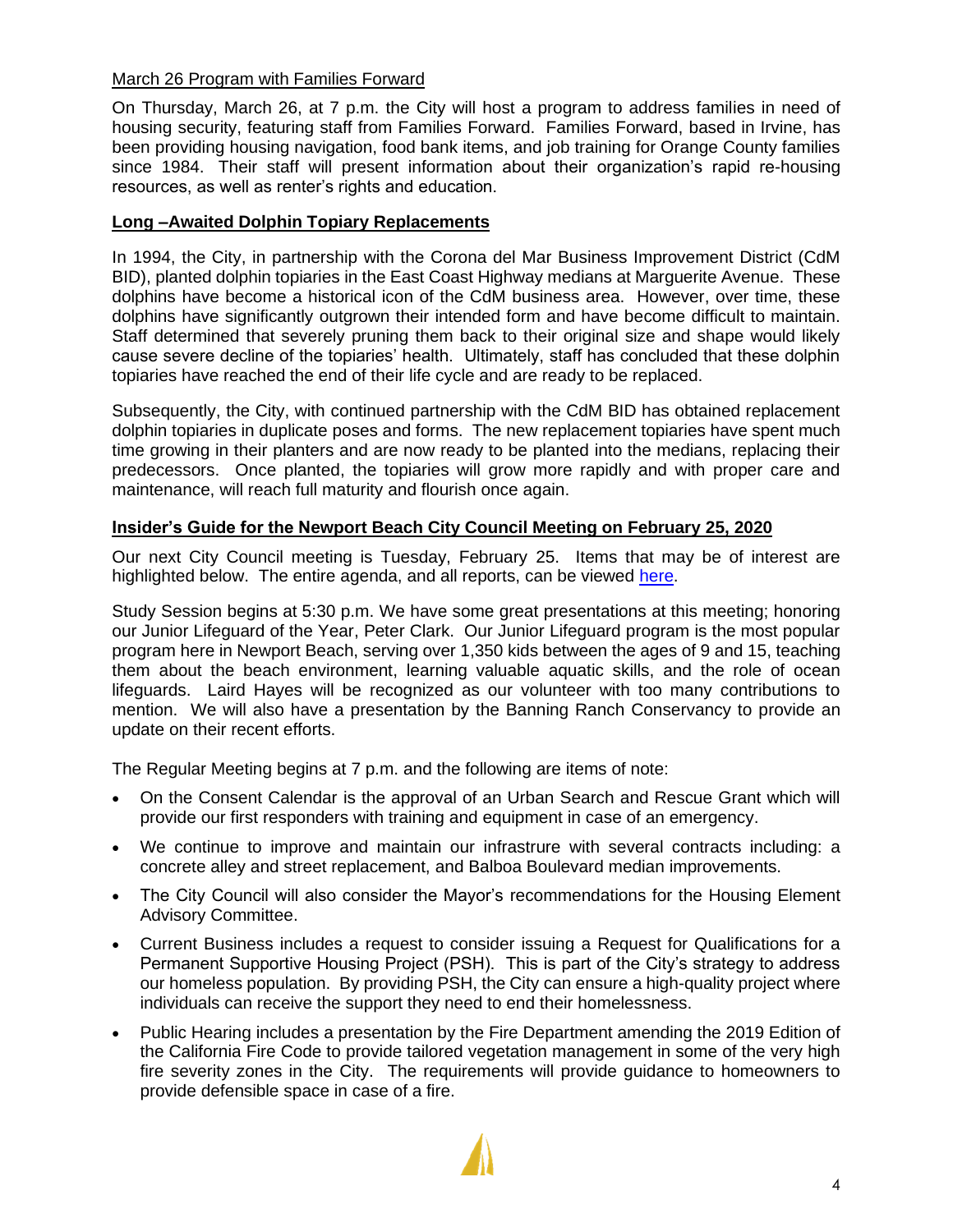March 26 Program with Families Forward

On Thursday, March 26, at 7 p.m. the City will host a program to address families in need of housing security, featuring staff from Families Forward. Families Forward, based in Irvine, has been providing housing navigation, food bank items, and job training for Orange County families since 1984. Their staff will present information about their organization's rapid re-housing resources, as well as renter's rights and education.

## Long –Awaited Dolphin Topiary Replacements

In 1994, the City, in partnership with the Corona del Mar Business Improvement District (CdM BID), planted dolphin topiaries in the East Coast Highway medians at Marguerite Avenue. These dolphins have become a historical icon of the CdM business area. However, over time, these dolphins have significantly outgrown their intended form and have become difficult to maintain. Staff determined that severely pruning them back to their original size and shape would likely cause severe decline of the topiaries' health. Ultimately, staff has concluded that these dolphin topiaries have reached the end of their life cycle and are ready to be replaced.

Subsequently, the City, with continued partnership with the CdM BID has obtained replacement dolphin topiaries in duplicate poses and forms. The new replacement topiaries have spent much time growing in their planters and are now ready to be planted into the medians, replacing their predecessors. Once planted, the topiaries will grow more rapidly and with proper care and maintenance, will reach full maturity and flourish once again.

## Insider's Guide for the Newport Beach City Council Meeting on February 25, 2020

Our next City Council meeting is Tuesday, February 25. Items that may be of interest are highlighted below. The entire agenda, and all reports, can be viewed here.

Study Session begins at 5:30 p.m. We have some great presentations at this meeting; honoring our Junior Lifeguard of the Year, Peter Clark. Our Junior Lifeguard program is the most popular program here in Newport Beach, serving over 1,350 kids between the ages of 9 and 15, teaching them about the beach environment, learning valuable aquatic skills, and the role of ocean lifeguards. Laird Hayes will be recognized as our volunteer with too many contributions to mention. We will also have a presentation by the Banning Ranch Conservancy to provide an update on their recent efforts.

The Regular Meeting begins at 7 p.m. and the following are items of note:

- On the Consent Calendar is the approval of an Urban Search and Rescue Grant which will provide our first responders with training and equipment in case of an emergency.
- We continue to improve and maintain our infrastrure with several contracts including: a concrete alley and street replacement, and Balboa Boulevard median improvements.
- The City Council will also consider the Mayor's recommendations for the Housing Element Advisory Committee.
- Current Business includes a request to consider issuing a Request for Qualifications for a Permanent Supportive Housing Project (PSH). This is part of the City's strategy to address our homeless population. By providing PSH, the City can ensure a high-quality project where individuals can receive the support they need to end their homelessness.
- Public Hearing includes a presentation by the Fire Department amending the 2019 Edition of the California Fire Code to provide tailored vegetation management in some of the very high fire severity zones in the City. The requirements will provide guidance to homeowners to provide defensible space in case of a fire.